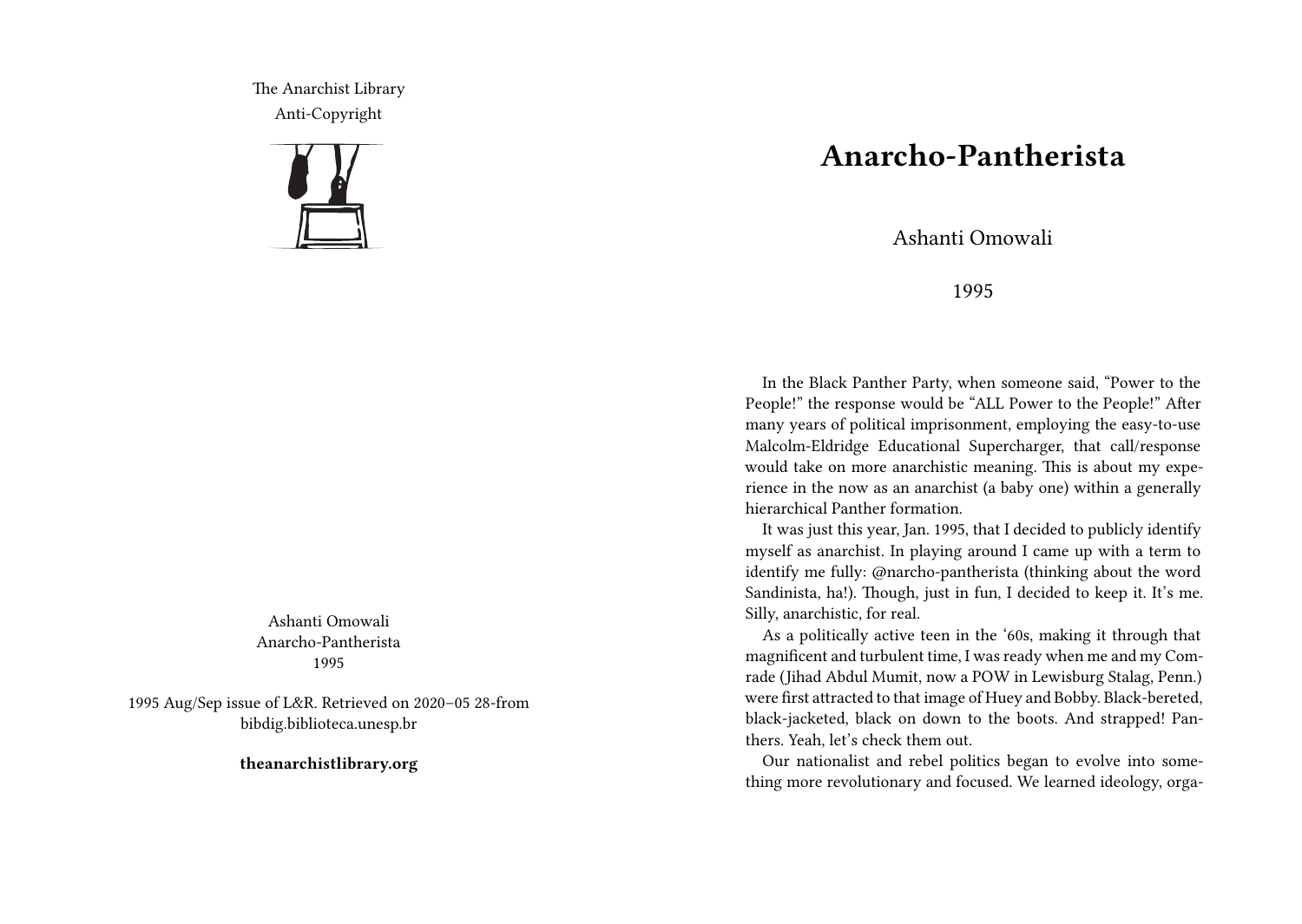The Anarchist Library
Anti-Copyright

Ashanti Omowali
Anarcho-Pantherista
1995

1995 Aug/Sep issue of L&R. Retrieved on 2020–05 28-from bibdig.biblioteca.unesp.br

**theanarchistlibrary.org**

# Anarcho-Pantherista

Ashanti Omowali

1995

In the Black Panther Party, when someone said, "Power to the People!" the response would be "ALL Power to the People!" After many years of political imprisonment, employing the easy-to-use Malcolm-Eldridge Educational Supercharger, that call/response would take on more anarchistic meaning. This is about my experience in the now as an anarchist (a baby one) within a generally hierarchical Panther formation.

It was just this year, Jan. 1995, that I decided to publicly identify myself as anarchist. In playing around I came up with a term to identify me fully: @narcho-pantherista (thinking about the word Sandinista, ha!). Though, just in fun, I decided to keep it. It's me. Silly, anarchistic, for real.

As a politically active teen in the '60s, making it through that magnificent and turbulent time, I was ready when me and my Comrade (Jihad Abdul Mumit, now a POW in Lewisburg Stalag, Penn.) were first attracted to that image of Huey and Bobby. Black-bereted, black-jacketed, black on down to the boots. And strapped! Panthers. Yeah, let's check them out.

Our nationalist and rebel politics began to evolve into something more revolutionary and focused. We learned ideology, orga-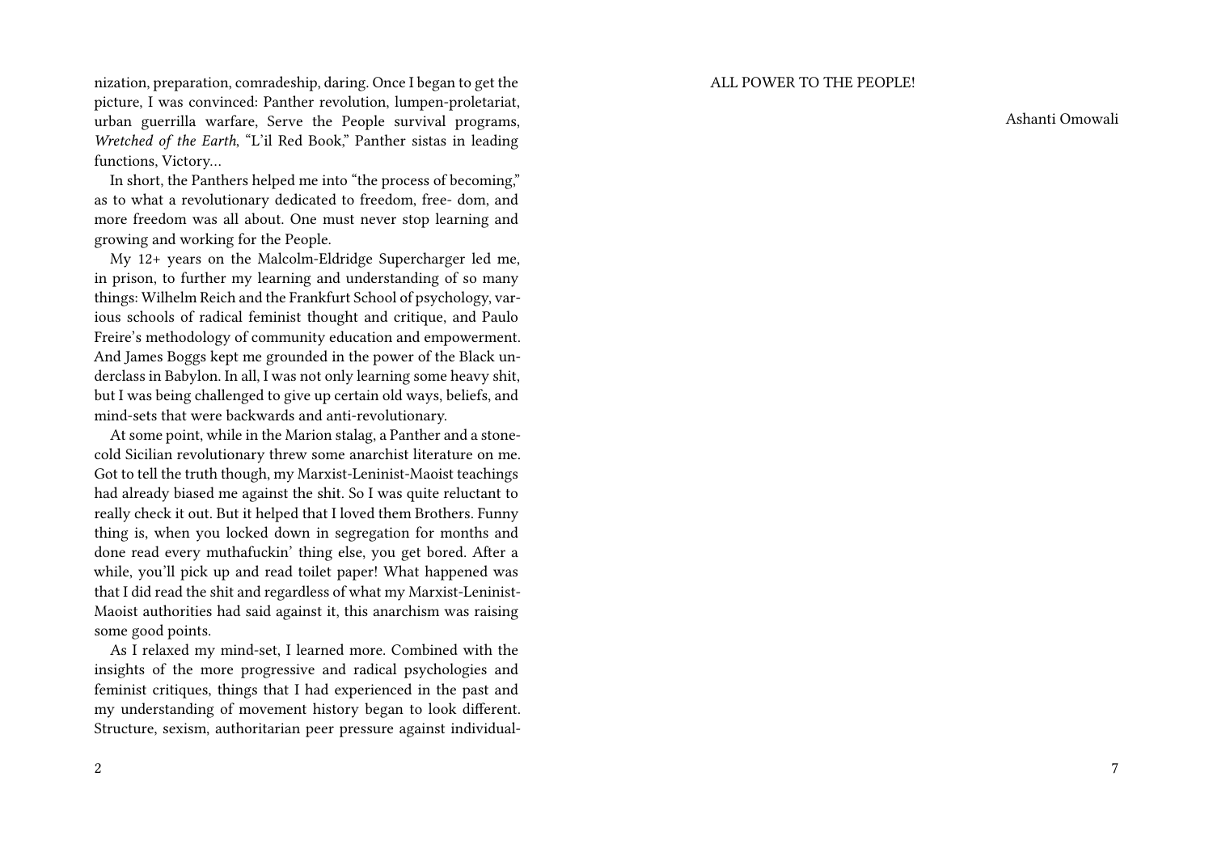nization, preparation, comradeship, daring. Once I began to get the picture, I was convinced: Panther revolution, lumpen-proletariat, urban guerrilla warfare, Serve the People survival programs, *Wretched of the Earth*, "L'il Red Book," Panther sistas in leading functions, Victory…

In short, the Panthers helped me into "the process of becoming," as to what a revolutionary dedicated to freedom, free- dom, and more freedom was all about. One must never stop learning and growing and working for the People.

My 12+ years on the Malcolm-Eldridge Supercharger led me, in prison, to further my learning and understanding of so many things: Wilhelm Reich and the Frankfurt School of psychology, various schools of radical feminist thought and critique, and Paulo Freire's methodology of community education and empowerment. And James Boggs kept me grounded in the power of the Black underclass in Babylon. In all, I was not only learning some heavy shit, but I was being challenged to give up certain old ways, beliefs, and mind-sets that were backwards and anti-revolutionary.

At some point, while in the Marion stalag, a Panther and a stone-cold Sicilian revolutionary threw some anarchist literature on me. Got to tell the truth though, my Marxist-Leninist-Maoist teachings had already biased me against the shit. So I was quite reluctant to really check it out. But it helped that I loved them Brothers. Funny thing is, when you locked down in segregation for months and done read every muthafuckin' thing else, you get bored. After a while, you'll pick up and read toilet paper! What happened was that I did read the shit and regardless of what my Marxist-Leninist-Maoist authorities had said against it, this anarchism was raising some good points.

As I relaxed my mind-set, I learned more. Combined with the insights of the more progressive and radical psychologies and feminist critiques, things that I had experienced in the past and my understanding of movement history began to look different. Structure, sexism, authoritarian peer pressure against individual-

ALL POWER TO THE PEOPLE!

Ashanti Omowali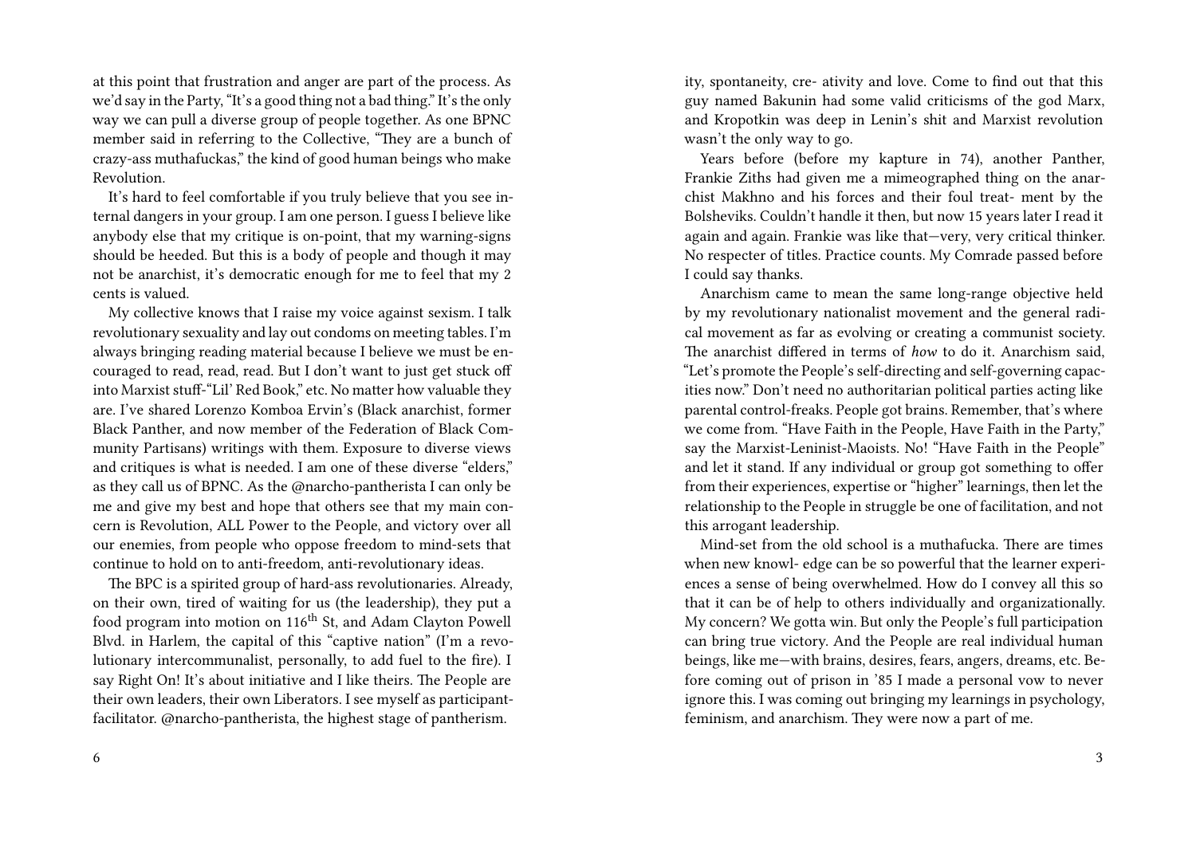at this point that frustration and anger are part of the process. As we'd say in the Party, "It's a good thing not a bad thing." It's the only way we can pull a diverse group of people together. As one BPNC member said in referring to the Collective, "They are a bunch of crazy-ass muthafuckas," the kind of good human beings who make Revolution.

It's hard to feel comfortable if you truly believe that you see internal dangers in your group. I am one person. I guess I believe like anybody else that my critique is on-point, that my warning-signs should be heeded. But this is a body of people and though it may not be anarchist, it's democratic enough for me to feel that my 2 cents is valued.

My collective knows that I raise my voice against sexism. I talk revolutionary sexuality and lay out condoms on meeting tables. I'm always bringing reading material because I believe we must be encouraged to read, read, read. But I don't want to just get stuck off into Marxist stuff-"Lil' Red Book," etc. No matter how valuable they are. I've shared Lorenzo Komboa Ervin's (Black anarchist, former Black Panther, and now member of the Federation of Black Community Partisans) writings with them. Exposure to diverse views and critiques is what is needed. I am one of these diverse "elders," as they call us of BPNC. As the @narcho-pantherista I can only be me and give my best and hope that others see that my main concern is Revolution, ALL Power to the People, and victory over all our enemies, from people who oppose freedom to mind-sets that continue to hold on to anti-freedom, anti-revolutionary ideas.

The BPC is a spirited group of hard-ass revolutionaries. Already, on their own, tired of waiting for us (the leadership), they put a food program into motion on 116th St, and Adam Clayton Powell Blvd. in Harlem, the capital of this "captive nation" (I'm a revolutionary intercommunalist, personally, to add fuel to the fire). I say Right On! It's about initiative and I like theirs. The People are their own leaders, their own Liberators. I see myself as participant-facilitator. @narcho-pantherista, the highest stage of pantherism.

ity, spontaneity, cre- ativity and love. Come to find out that this guy named Bakunin had some valid criticisms of the god Marx, and Kropotkin was deep in Lenin's shit and Marxist revolution wasn't the only way to go.

Years before (before my kapture in 74), another Panther, Frankie Ziths had given me a mimeographed thing on the anarchist Makhno and his forces and their foul treat- ment by the Bolsheviks. Couldn't handle it then, but now 15 years later I read it again and again. Frankie was like that—very, very critical thinker. No respecter of titles. Practice counts. My Comrade passed before I could say thanks.

Anarchism came to mean the same long-range objective held by my revolutionary nationalist movement and the general radical movement as far as evolving or creating a communist society. The anarchist differed in terms of *how* to do it. Anarchism said, "Let's promote the People's self-directing and self-governing capacities now." Don't need no authoritarian political parties acting like parental control-freaks. People got brains. Remember, that's where we come from. "Have Faith in the People, Have Faith in the Party," say the Marxist-Leninist-Maoists. No! "Have Faith in the People" and let it stand. If any individual or group got something to offer from their experiences, expertise or "higher" learnings, then let the relationship to the People in struggle be one of facilitation, and not this arrogant leadership.

Mind-set from the old school is a muthafucka. There are times when new knowl- edge can be so powerful that the learner experiences a sense of being overwhelmed. How do I convey all this so that it can be of help to others individually and organizationally. My concern? We gotta win. But only the People's full participation can bring true victory. And the People are real individual human beings, like me—with brains, desires, fears, angers, dreams, etc. Before coming out of prison in '85 I made a personal vow to never ignore this. I was coming out bringing my learnings in psychology, feminism, and anarchism. They were now a part of me.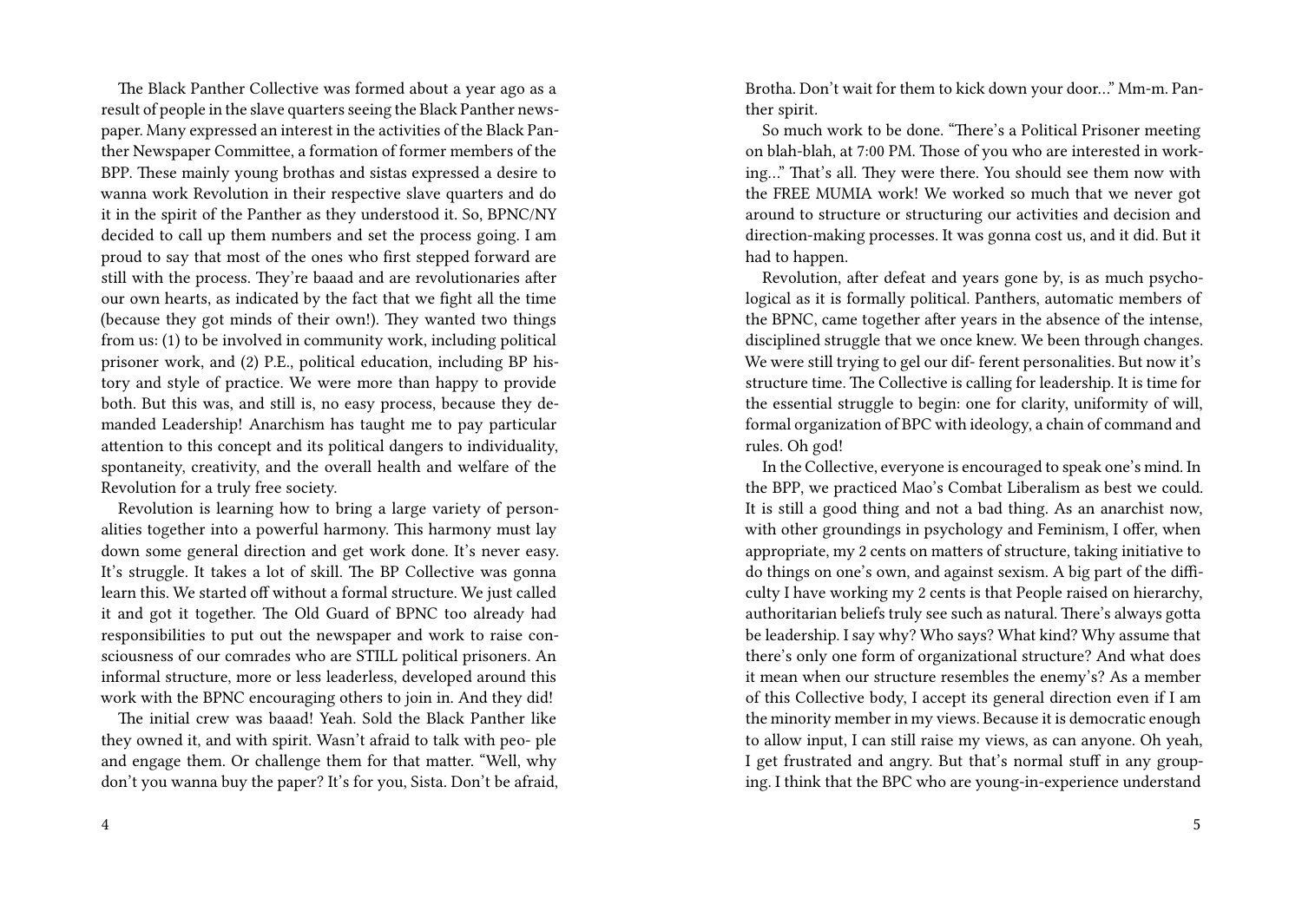The Black Panther Collective was formed about a year ago as a result of people in the slave quarters seeing the Black Panther newspaper. Many expressed an interest in the activities of the Black Panther Newspaper Committee, a formation of former members of the BPP. These mainly young brothas and sistas expressed a desire to wanna work Revolution in their respective slave quarters and do it in the spirit of the Panther as they understood it. So, BPNC/NY decided to call up them numbers and set the process going. I am proud to say that most of the ones who first stepped forward are still with the process. They're baaad and are revolutionaries after our own hearts, as indicated by the fact that we fight all the time (because they got minds of their own!). They wanted two things from us: (1) to be involved in community work, including political prisoner work, and (2) P.E., political education, including BP history and style of practice. We were more than happy to provide both. But this was, and still is, no easy process, because they demanded Leadership! Anarchism has taught me to pay particular attention to this concept and its political dangers to individuality, spontaneity, creativity, and the overall health and welfare of the Revolution for a truly free society.

Revolution is learning how to bring a large variety of personalities together into a powerful harmony. This harmony must lay down some general direction and get work done. It's never easy. It's struggle. It takes a lot of skill. The BP Collective was gonna learn this. We started off without a formal structure. We just called it and got it together. The Old Guard of BPNC too already had responsibilities to put out the newspaper and work to raise consciousness of our comrades who are STILL political prisoners. An informal structure, more or less leaderless, developed around this work with the BPNC encouraging others to join in. And they did!

The initial crew was baaad! Yeah. Sold the Black Panther like they owned it, and with spirit. Wasn't afraid to talk with people and engage them. Or challenge them for that matter. "Well, why don't you wanna buy the paper? It's for you, Sista. Don't be afraid, Brotha. Don't wait for them to kick down your door…" Mm-m. Panther spirit.

So much work to be done. "There's a Political Prisoner meeting on blah-blah, at 7:00 PM. Those of you who are interested in working…" That's all. They were there. You should see them now with the FREE MUMIA work! We worked so much that we never got around to structure or structuring our activities and decision and direction-making processes. It was gonna cost us, and it did. But it had to happen.

Revolution, after defeat and years gone by, is as much psychological as it is formally political. Panthers, automatic members of the BPNC, came together after years in the absence of the intense, disciplined struggle that we once knew. We been through changes. We were still trying to gel our different personalities. But now it's structure time. The Collective is calling for leadership. It is time for the essential struggle to begin: one for clarity, uniformity of will, formal organization of BPC with ideology, a chain of command and rules. Oh god!

In the Collective, everyone is encouraged to speak one's mind. In the BPP, we practiced Mao's Combat Liberalism as best we could. It is still a good thing and not a bad thing. As an anarchist now, with other groundings in psychology and Feminism, I offer, when appropriate, my 2 cents on matters of structure, taking initiative to do things on one's own, and against sexism. A big part of the difficulty I have working my 2 cents is that People raised on hierarchy, authoritarian beliefs truly see such as natural. There's always gotta be leadership. I say why? Who says? What kind? Why assume that there's only one form of organizational structure? And what does it mean when our structure resembles the enemy's? As a member of this Collective body, I accept its general direction even if I am the minority member in my views. Because it is democratic enough to allow input, I can still raise my views, as can anyone. Oh yeah, I get frustrated and angry. But that's normal stuff in any grouping. I think that the BPC who are young-in-experience understand